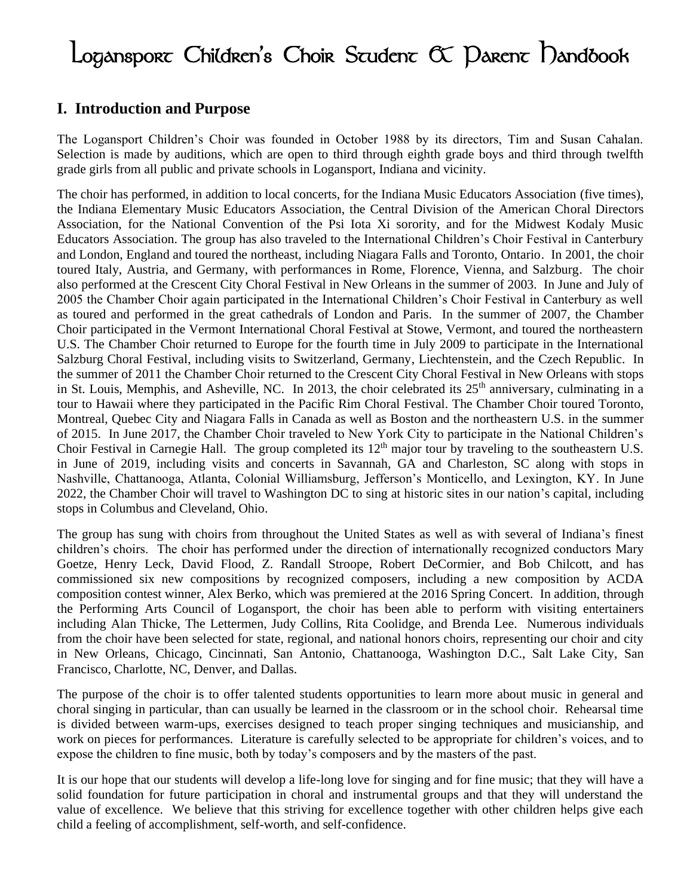# Logansport Children's Choir Student & Parent Handbook

## I. Introduction and Purpose

The Logansport Children's Choir was founded in October 1988 by its directors, Tim and Susan Cahalan. Selection is made by auditions, which are open to third through eighth grade boys and third through twelfth grade girls from all public and private schools in Logansport, Indiana and vicinity.

The choir has performed, in addition to local concerts, for the Indiana Music Educators Association (five times), the Indiana Elementary Music Educators Association, the Central Division of the American Choral Directors Association, for the National Convention of the Psi Iota Xi sorority, and for the Midwest Kodaly Music Educators Association. The group has also traveled to the International Children's Choir Festival in Canterbury and London, England and toured the northeast, including Niagara Falls and Toronto, Ontario. In 2001, the choir toured Italy, Austria, and Germany, with performances in Rome, Florence, Vienna, and Salzburg. The choir also performed at the Crescent City Choral Festival in New Orleans in the summer of 2003. In June and July of 2005 the Chamber Choir again participated in the International Children's Choir Festival in Canterbury as well as toured and performed in the great cathedrals of London and Paris. In the summer of 2007, the Chamber Choir participated in the Vermont International Choral Festival at Stowe, Vermont, and toured the northeastern U.S. The Chamber Choir returned to Europe for the fourth time in July 2009 to participate in the International Salzburg Choral Festival, including visits to Switzerland, Germany, Liechtenstein, and the Czech Republic. In the summer of 2011 the Chamber Choir returned to the Crescent City Choral Festival in New Orleans with stops in St. Louis, Memphis, and Asheville, NC. In 2013, the choir celebrated its 25th anniversary, culminating in a tour to Hawaii where they participated in the Pacific Rim Choral Festival. The Chamber Choir toured Toronto, Montreal, Quebec City and Niagara Falls in Canada as well as Boston and the northeastern U.S. in the summer of 2015. In June 2017, the Chamber Choir traveled to New York City to participate in the National Children's Choir Festival in Carnegie Hall. The group completed its 12th major tour by traveling to the southeastern U.S. in June of 2019, including visits and concerts in Savannah, GA and Charleston, SC along with stops in Nashville, Chattanooga, Atlanta, Colonial Williamsburg, Jefferson's Monticello, and Lexington, KY. In June 2022, the Chamber Choir will travel to Washington DC to sing at historic sites in our nation's capital, including stops in Columbus and Cleveland, Ohio.

The group has sung with choirs from throughout the United States as well as with several of Indiana's finest children's choirs. The choir has performed under the direction of internationally recognized conductors Mary Goetze, Henry Leck, David Flood, Z. Randall Stroope, Robert DeCormier, and Bob Chilcott, and has commissioned six new compositions by recognized composers, including a new composition by ACDA composition contest winner, Alex Berko, which was premiered at the 2016 Spring Concert. In addition, through the Performing Arts Council of Logansport, the choir has been able to perform with visiting entertainers including Alan Thicke, The Lettermen, Judy Collins, Rita Coolidge, and Brenda Lee. Numerous individuals from the choir have been selected for state, regional, and national honors choirs, representing our choir and city in New Orleans, Chicago, Cincinnati, San Antonio, Chattanooga, Washington D.C., Salt Lake City, San Francisco, Charlotte, NC, Denver, and Dallas.

The purpose of the choir is to offer talented students opportunities to learn more about music in general and choral singing in particular, than can usually be learned in the classroom or in the school choir. Rehearsal time is divided between warm-ups, exercises designed to teach proper singing techniques and musicianship, and work on pieces for performances. Literature is carefully selected to be appropriate for children's voices, and to expose the children to fine music, both by today's composers and by the masters of the past.

It is our hope that our students will develop a life-long love for singing and for fine music; that they will have a solid foundation for future participation in choral and instrumental groups and that they will understand the value of excellence. We believe that this striving for excellence together with other children helps give each child a feeling of accomplishment, self-worth, and self-confidence.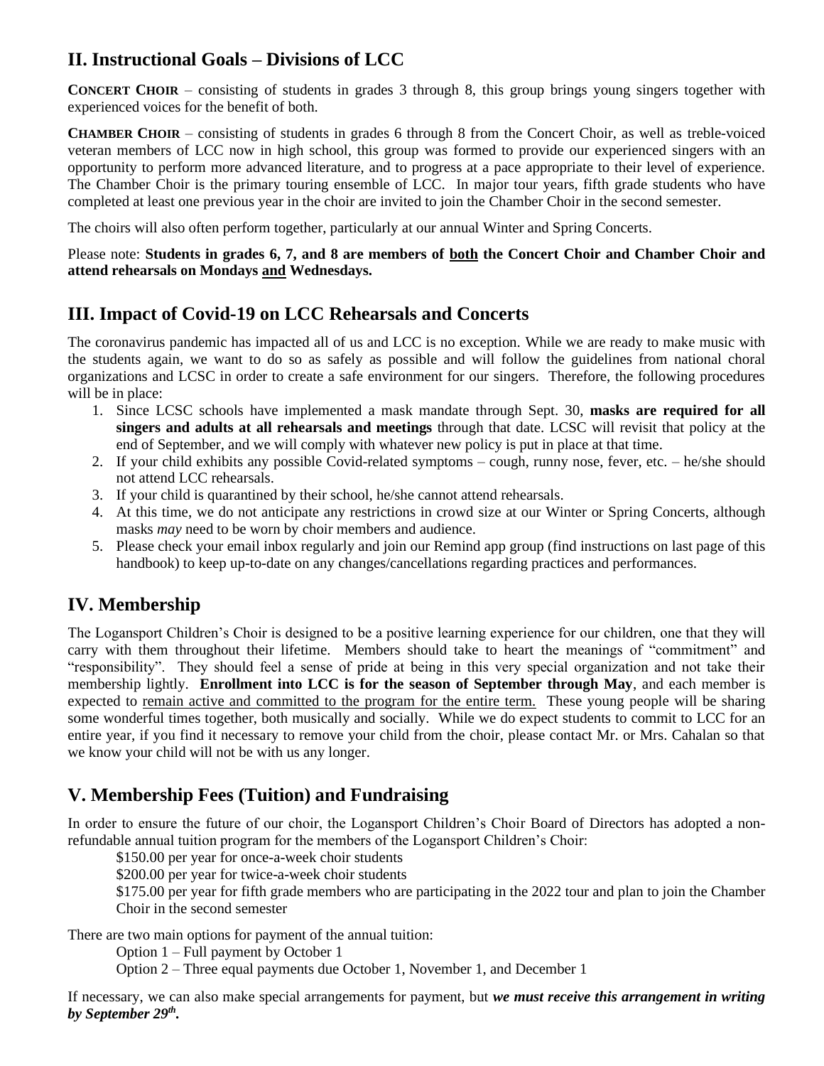## II. Instructional Goals – Divisions of LCC

**CONCERT CHOIR** – consisting of students in grades 3 through 8, this group brings young singers together with experienced voices for the benefit of both.

**CHAMBER CHOIR** – consisting of students in grades 6 through 8 from the Concert Choir, as well as treble-voiced veteran members of LCC now in high school, this group was formed to provide our experienced singers with an opportunity to perform more advanced literature, and to progress at a pace appropriate to their level of experience. The Chamber Choir is the primary touring ensemble of LCC. In major tour years, fifth grade students who have completed at least one previous year in the choir are invited to join the Chamber Choir in the second semester.

The choirs will also often perform together, particularly at our annual Winter and Spring Concerts.

Please note: **Students in grades 6, 7, and 8 are members of <u>both</u> the Concert Choir and Chamber Choir and attend rehearsals on Mondays <u>and</u> Wednesdays.**

## III. Impact of Covid-19 on LCC Rehearsals and Concerts

The coronavirus pandemic has impacted all of us and LCC is no exception. While we are ready to make music with the students again, we want to do so as safely as possible and will follow the guidelines from national choral organizations and LCSC in order to create a safe environment for our singers. Therefore, the following procedures will be in place:

1. Since LCSC schools have implemented a mask mandate through Sept. 30, **masks are required for all singers and adults at all rehearsals and meetings** through that date. LCSC will revisit that policy at the end of September, and we will comply with whatever new policy is put in place at that time.
2. If your child exhibits any possible Covid-related symptoms – cough, runny nose, fever, etc. – he/she should not attend LCC rehearsals.
3. If your child is quarantined by their school, he/she cannot attend rehearsals.
4. At this time, we do not anticipate any restrictions in crowd size at our Winter or Spring Concerts, although masks *may* need to be worn by choir members and audience.
5. Please check your email inbox regularly and join our Remind app group (find instructions on last page of this handbook) to keep up-to-date on any changes/cancellations regarding practices and performances.

## IV. Membership

The Logansport Children's Choir is designed to be a positive learning experience for our children, one that they will carry with them throughout their lifetime. Members should take to heart the meanings of "commitment" and "responsibility". They should feel a sense of pride at being in this very special organization and not take their membership lightly. **Enrollment into LCC is for the season of September through May**, and each member is expected to <u>remain active and committed to the program for the entire term.</u> These young people will be sharing some wonderful times together, both musically and socially. While we do expect students to commit to LCC for an entire year, if you find it necessary to remove your child from the choir, please contact Mr. or Mrs. Cahalan so that we know your child will not be with us any longer.

## V. Membership Fees (Tuition) and Fundraising

In order to ensure the future of our choir, the Logansport Children's Choir Board of Directors has adopted a non-refundable annual tuition program for the members of the Logansport Children's Choir:

$150.00 per year for once-a-week choir students

$200.00 per year for twice-a-week choir students

$175.00 per year for fifth grade members who are participating in the 2022 tour and plan to join the Chamber Choir in the second semester

There are two main options for payment of the annual tuition:

Option 1 – Full payment by October 1

Option 2 – Three equal payments due October 1, November 1, and December 1

If necessary, we can also make special arrangements for payment, but ***we must receive this arrangement in writing by September 29th.***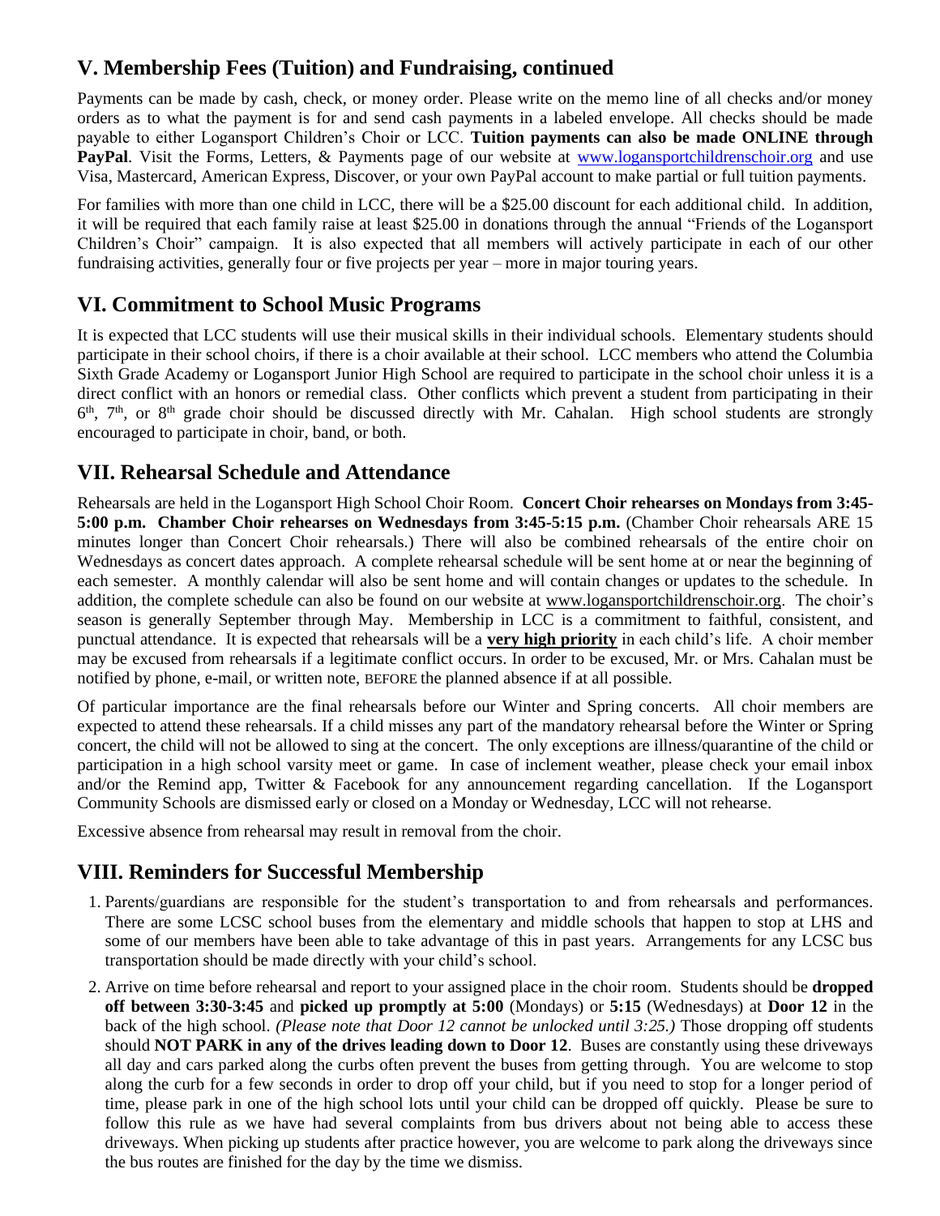## V. Membership Fees (Tuition) and Fundraising, continued

Payments can be made by cash, check, or money order. Please write on the memo line of all checks and/or money orders as to what the payment is for and send cash payments in a labeled envelope. All checks should be made payable to either Logansport Children's Choir or LCC. **Tuition payments can also be made ONLINE through PayPal**. Visit the Forms, Letters, & Payments page of our website at [www.logansportchildrenschoir.org](http://www.logansportchildrenschoir.org) and use Visa, Mastercard, American Express, Discover, or your own PayPal account to make partial or full tuition payments.

For families with more than one child in LCC, there will be a $25.00 discount for each additional child. In addition, it will be required that each family raise at least $25.00 in donations through the annual "Friends of the Logansport Children's Choir" campaign. It is also expected that all members will actively participate in each of our other fundraising activities, generally four or five projects per year – more in major touring years.

## VI. Commitment to School Music Programs

It is expected that LCC students will use their musical skills in their individual schools. Elementary students should participate in their school choirs, if there is a choir available at their school. LCC members who attend the Columbia Sixth Grade Academy or Logansport Junior High School are required to participate in the school choir unless it is a direct conflict with an honors or remedial class. Other conflicts which prevent a student from participating in their 6th, 7th, or 8th grade choir should be discussed directly with Mr. Cahalan. High school students are strongly encouraged to participate in choir, band, or both.

## VII. Rehearsal Schedule and Attendance

Rehearsals are held in the Logansport High School Choir Room. **Concert Choir rehearses on Mondays from 3:45-5:00 p.m. Chamber Choir rehearses on Wednesdays from 3:45-5:15 p.m.** (Chamber Choir rehearsals ARE 15 minutes longer than Concert Choir rehearsals.) There will also be combined rehearsals of the entire choir on Wednesdays as concert dates approach. A complete rehearsal schedule will be sent home at or near the beginning of each semester. A monthly calendar will also be sent home and will contain changes or updates to the schedule. In addition, the complete schedule can also be found on our website at www.logansportchildrenschoir.org. The choir's season is generally September through May. Membership in LCC is a commitment to faithful, consistent, and punctual attendance. It is expected that rehearsals will be a **very high priority** in each child's life. A choir member may be excused from rehearsals if a legitimate conflict occurs. In order to be excused, Mr. or Mrs. Cahalan must be notified by phone, e-mail, or written note, BEFORE the planned absence if at all possible.

Of particular importance are the final rehearsals before our Winter and Spring concerts. All choir members are expected to attend these rehearsals. If a child misses any part of the mandatory rehearsal before the Winter or Spring concert, the child will not be allowed to sing at the concert. The only exceptions are illness/quarantine of the child or participation in a high school varsity meet or game. In case of inclement weather, please check your email inbox and/or the Remind app, Twitter & Facebook for any announcement regarding cancellation. If the Logansport Community Schools are dismissed early or closed on a Monday or Wednesday, LCC will not rehearse.

Excessive absence from rehearsal may result in removal from the choir.

## VIII. Reminders for Successful Membership

1. Parents/guardians are responsible for the student's transportation to and from rehearsals and performances. There are some LCSC school buses from the elementary and middle schools that happen to stop at LHS and some of our members have been able to take advantage of this in past years. Arrangements for any LCSC bus transportation should be made directly with your child's school.
2. Arrive on time before rehearsal and report to your assigned place in the choir room. Students should be **dropped off between 3:30-3:45** and **picked up promptly at 5:00** (Mondays) or **5:15** (Wednesdays) at **Door 12** in the back of the high school. *(Please note that Door 12 cannot be unlocked until 3:25.)* Those dropping off students should **NOT PARK in any of the drives leading down to Door 12**. Buses are constantly using these driveways all day and cars parked along the curbs often prevent the buses from getting through. You are welcome to stop along the curb for a few seconds in order to drop off your child, but if you need to stop for a longer period of time, please park in one of the high school lots until your child can be dropped off quickly. Please be sure to follow this rule as we have had several complaints from bus drivers about not being able to access these driveways. When picking up students after practice however, you are welcome to park along the driveways since the bus routes are finished for the day by the time we dismiss.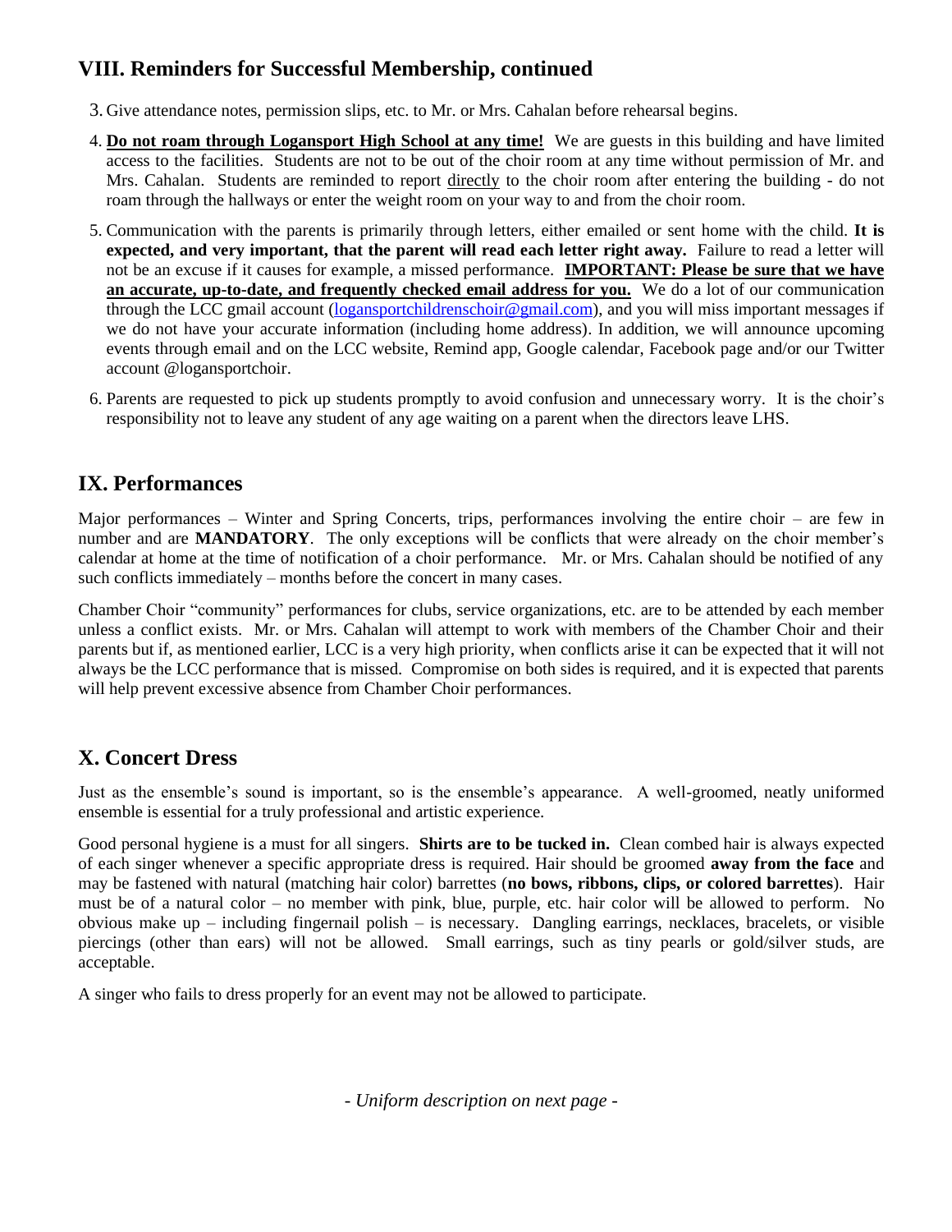## VIII. Reminders for Successful Membership, continued

3. Give attendance notes, permission slips, etc. to Mr. or Mrs. Cahalan before rehearsal begins.
4. **<u>Do not roam through Logansport High School at any time!</u>** We are guests in this building and have limited access to the facilities. Students are not to be out of the choir room at any time without permission of Mr. and Mrs. Cahalan. Students are reminded to report <u>directly</u> to the choir room after entering the building - do not roam through the hallways or enter the weight room on your way to and from the choir room.
5. Communication with the parents is primarily through letters, either emailed or sent home with the child. **It is expected, and very important, that the parent will read each letter right away.** Failure to read a letter will not be an excuse if it causes for example, a missed performance. **<u>IMPORTANT: Please be sure that we have an accurate, up-to-date, and frequently checked email address for you.</u>** We do a lot of our communication through the LCC gmail account (logansportchildrenschoir@gmail.com), and you will miss important messages if we do not have your accurate information (including home address). In addition, we will announce upcoming events through email and on the LCC website, Remind app, Google calendar, Facebook page and/or our Twitter account @logansportchoir.
6. Parents are requested to pick up students promptly to avoid confusion and unnecessary worry. It is the choir's responsibility not to leave any student of any age waiting on a parent when the directors leave LHS.

## IX. Performances

Major performances – Winter and Spring Concerts, trips, performances involving the entire choir – are few in number and are **MANDATORY**. The only exceptions will be conflicts that were already on the choir member's calendar at home at the time of notification of a choir performance. Mr. or Mrs. Cahalan should be notified of any such conflicts immediately – months before the concert in many cases.

Chamber Choir "community" performances for clubs, service organizations, etc. are to be attended by each member unless a conflict exists. Mr. or Mrs. Cahalan will attempt to work with members of the Chamber Choir and their parents but if, as mentioned earlier, LCC is a very high priority, when conflicts arise it can be expected that it will not always be the LCC performance that is missed. Compromise on both sides is required, and it is expected that parents will help prevent excessive absence from Chamber Choir performances.

## X. Concert Dress

Just as the ensemble's sound is important, so is the ensemble's appearance. A well-groomed, neatly uniformed ensemble is essential for a truly professional and artistic experience.

Good personal hygiene is a must for all singers. **Shirts are to be tucked in.** Clean combed hair is always expected of each singer whenever a specific appropriate dress is required. Hair should be groomed **away from the face** and may be fastened with natural (matching hair color) barrettes (**no bows, ribbons, clips, or colored barrettes**). Hair must be of a natural color – no member with pink, blue, purple, etc. hair color will be allowed to perform. No obvious make up – including fingernail polish – is necessary. Dangling earrings, necklaces, bracelets, or visible piercings (other than ears) will not be allowed. Small earrings, such as tiny pearls or gold/silver studs, are acceptable.

A singer who fails to dress properly for an event may not be allowed to participate.

*- Uniform description on next page -*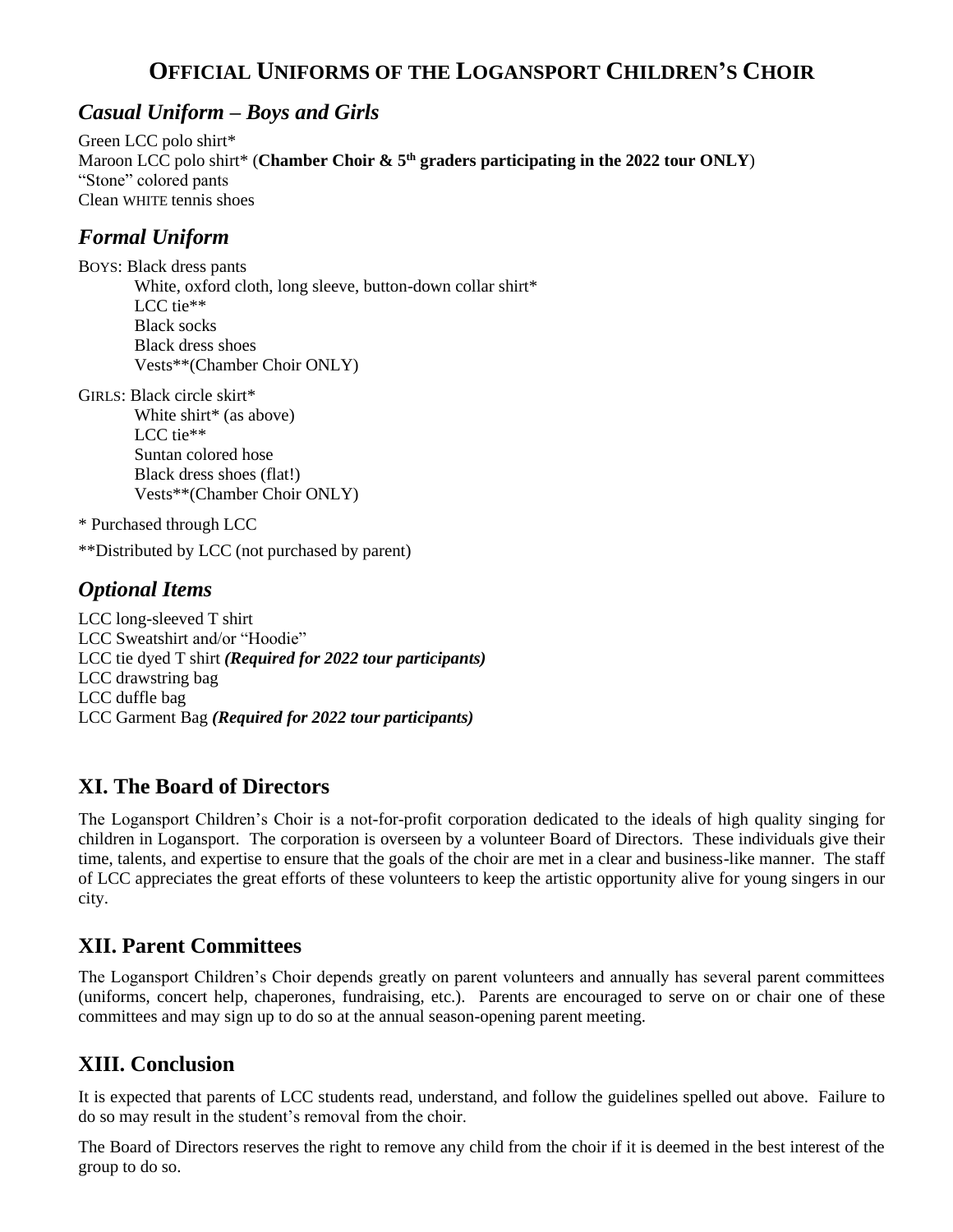# Official Uniforms of the Logansport Children's Choir

## *Casual Uniform – Boys and Girls*

Green LCC polo shirt*
Maroon LCC polo shirt* (**Chamber Choir & 5th graders participating in the 2022 tour ONLY**)
"Stone" colored pants
Clean WHITE tennis shoes

## *Formal Uniform*

BOYS: Black dress pants
- White, oxford cloth, long sleeve, button-down collar shirt*
- LCC tie**
- Black socks
- Black dress shoes
- Vests**(Chamber Choir ONLY)

GIRLS: Black circle skirt*
- White shirt* (as above)
- LCC tie**
- Suntan colored hose
- Black dress shoes (flat!)
- Vests**(Chamber Choir ONLY)

* Purchased through LCC

**Distributed by LCC (not purchased by parent)

## *Optional Items*

LCC long-sleeved T shirt
LCC Sweatshirt and/or "Hoodie"
LCC tie dyed T shirt ***(Required for 2022 tour participants)***
LCC drawstring bag
LCC duffle bag
LCC Garment Bag ***(Required for 2022 tour participants)***

## XI. The Board of Directors

The Logansport Children's Choir is a not-for-profit corporation dedicated to the ideals of high quality singing for children in Logansport. The corporation is overseen by a volunteer Board of Directors. These individuals give their time, talents, and expertise to ensure that the goals of the choir are met in a clear and business-like manner. The staff of LCC appreciates the great efforts of these volunteers to keep the artistic opportunity alive for young singers in our city.

## XII. Parent Committees

The Logansport Children's Choir depends greatly on parent volunteers and annually has several parent committees (uniforms, concert help, chaperones, fundraising, etc.). Parents are encouraged to serve on or chair one of these committees and may sign up to do so at the annual season-opening parent meeting.

## XIII. Conclusion

It is expected that parents of LCC students read, understand, and follow the guidelines spelled out above. Failure to do so may result in the student's removal from the choir.

The Board of Directors reserves the right to remove any child from the choir if it is deemed in the best interest of the group to do so.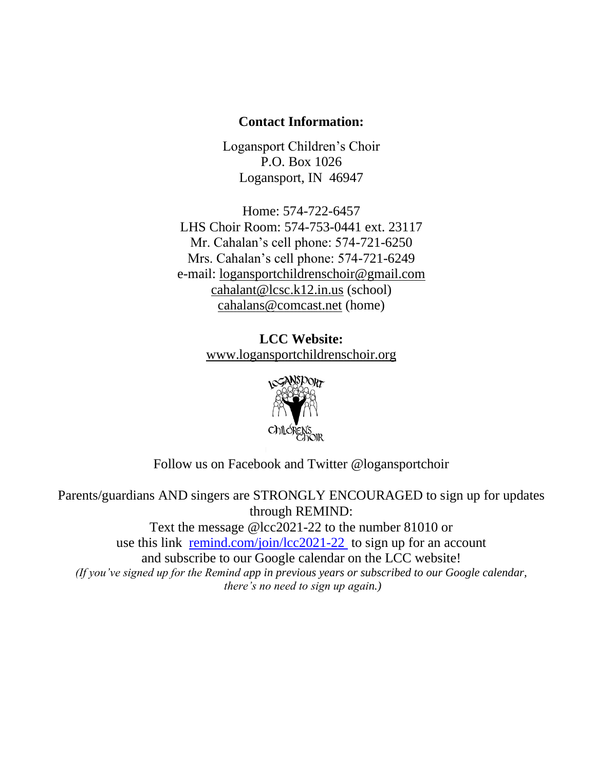**Contact Information:**

Logansport Children's Choir
P.O. Box 1026
Logansport, IN 46947

Home: 574-722-6457
LHS Choir Room: 574-753-0441 ext. 23117
Mr. Cahalan's cell phone: 574-721-6250
Mrs. Cahalan's cell phone: 574-721-6249
e-mail: logansportchildrenschoir@gmail.com
cahalant@lcsc.k12.in.us (school)
cahalans@comcast.net (home)

**LCC Website:**
www.logansportchildrenschoir.org

Follow us on Facebook and Twitter @logansportchoir

Parents/guardians AND singers are STRONGLY ENCOURAGED to sign up for updates through REMIND:
Text the message @lcc2021-22 to the number 81010 or
use this link remind.com/join/lcc2021-22 to sign up for an account
and subscribe to our Google calendar on the LCC website!
*(If you've signed up for the Remind app in previous years or subscribed to our Google calendar, there's no need to sign up again.)*